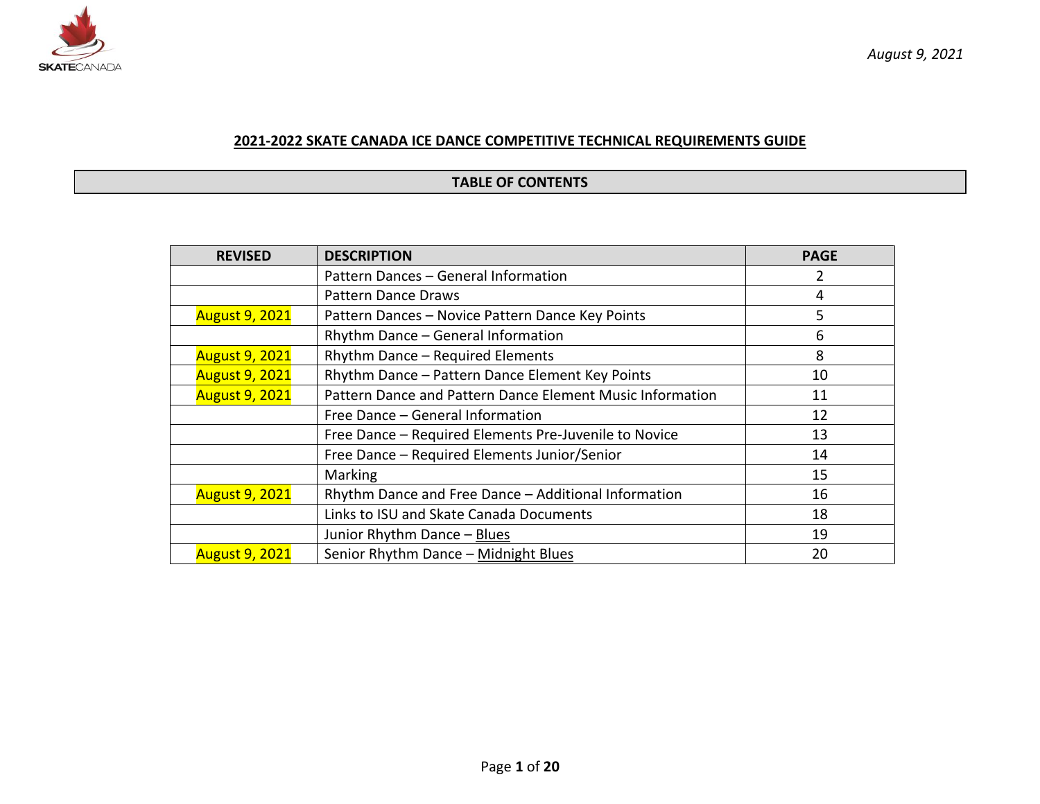*August 9, 2021*

## 2021-2022 SKATE CANADA ICE DANCE COMPETITIVE TECHNICAL REQUIREMENTS GUIDE

### TABLE OF CONTENTS

| REVISED | DESCRIPTION | PAGE |
|---|---|---|
| | Pattern Dances – General Information | 2 |
| | Pattern Dance Draws | 4 |
| August 9, 2021 | Pattern Dances – Novice Pattern Dance Key Points | 5 |
| | Rhythm Dance – General Information | 6 |
| August 9, 2021 | Rhythm Dance – Required Elements | 8 |
| August 9, 2021 | Rhythm Dance – Pattern Dance Element Key Points | 10 |
| August 9, 2021 | Pattern Dance and Pattern Dance Element Music Information | 11 |
| | Free Dance – General Information | 12 |
| | Free Dance – Required Elements Pre-Juvenile to Novice | 13 |
| | Free Dance – Required Elements Junior/Senior | 14 |
| | Marking | 15 |
| August 9, 2021 | Rhythm Dance and Free Dance – Additional Information | 16 |
| | Links to ISU and Skate Canada Documents | 18 |
| | Junior Rhythm Dance – Blues | 19 |
| August 9, 2021 | Senior Rhythm Dance – Midnight Blues | 20 |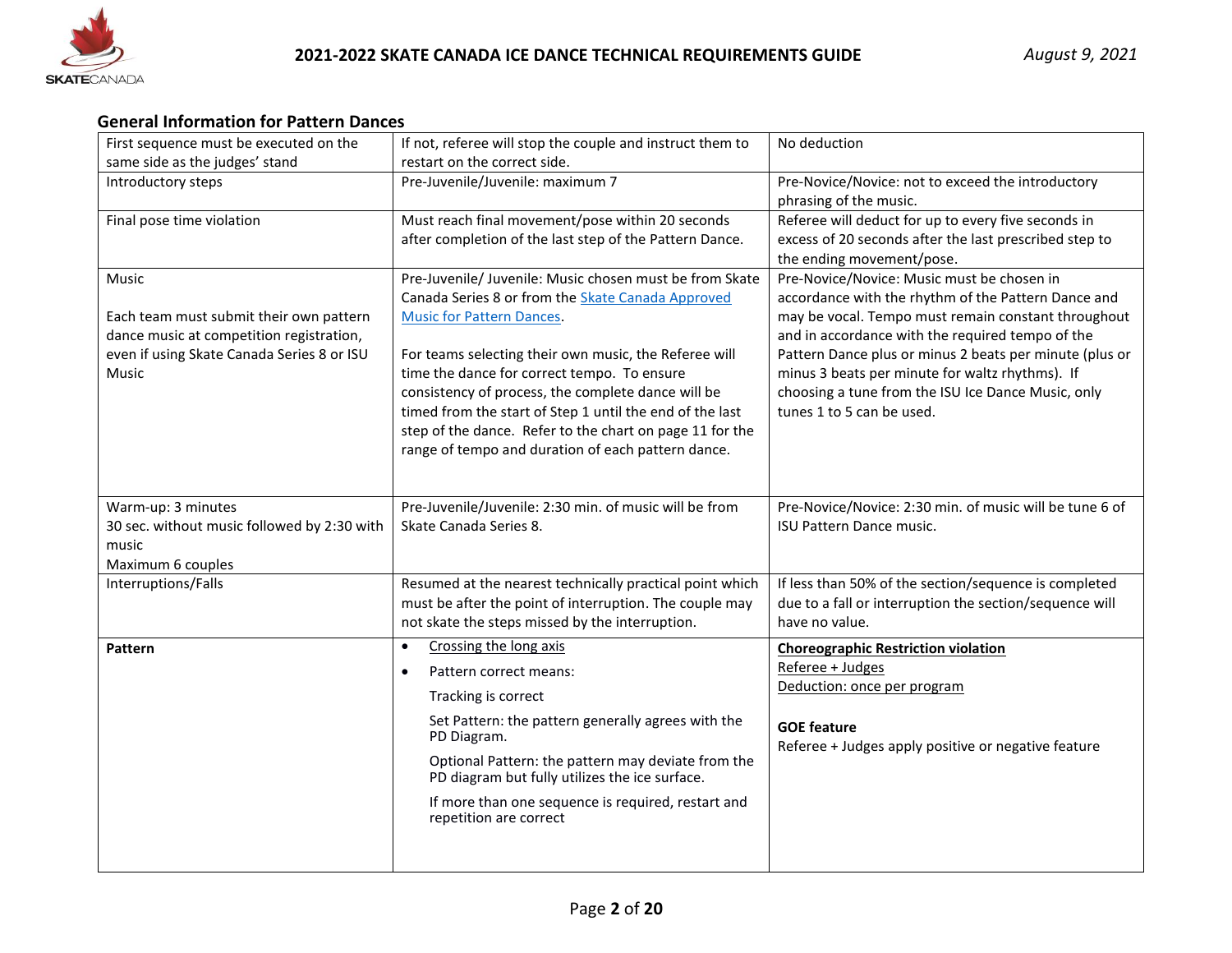## General Information for Pattern Dances

| | | |
|---|---|---|
| First sequence must be executed on the same side as the judges' stand | If not, referee will stop the couple and instruct them to restart on the correct side. | No deduction |
| Introductory steps | Pre-Juvenile/Juvenile: maximum 7 | Pre-Novice/Novice: not to exceed the introductory phrasing of the music. |
| Final pose time violation | Must reach final movement/pose within 20 seconds after completion of the last step of the Pattern Dance. | Referee will deduct for up to every five seconds in excess of 20 seconds after the last prescribed step to the ending movement/pose. |
| Music<br><br>Each team must submit their own pattern dance music at competition registration, even if using Skate Canada Series 8 or ISU Music | Pre-Juvenile/ Juvenile: Music chosen must be from Skate Canada Series 8 or from the Skate Canada Approved Music for Pattern Dances.<br><br>For teams selecting their own music, the Referee will time the dance for correct tempo. To ensure consistency of process, the complete dance will be timed from the start of Step 1 until the end of the last step of the dance. Refer to the chart on page 11 for the range of tempo and duration of each pattern dance. | Pre-Novice/Novice: Music must be chosen in accordance with the rhythm of the Pattern Dance and may be vocal. Tempo must remain constant throughout and in accordance with the required tempo of the Pattern Dance plus or minus 2 beats per minute (plus or minus 3 beats per minute for waltz rhythms). If choosing a tune from the ISU Ice Dance Music, only tunes 1 to 5 can be used. |
| Warm-up: 3 minutes<br>30 sec. without music followed by 2:30 with music<br>Maximum 6 couples | Pre-Juvenile/Juvenile: 2:30 min. of music will be from Skate Canada Series 8. | Pre-Novice/Novice: 2:30 min. of music will be tune 6 of ISU Pattern Dance music. |
| Interruptions/Falls | Resumed at the nearest technically practical point which must be after the point of interruption. The couple may not skate the steps missed by the interruption. | If less than 50% of the section/sequence is completed due to a fall or interruption the section/sequence will have no value. |
| **Pattern** | • Crossing the long axis<br>• Pattern correct means:<br>Tracking is correct<br>Set Pattern: the pattern generally agrees with the PD Diagram.<br>Optional Pattern: the pattern may deviate from the PD diagram but fully utilizes the ice surface.<br>If more than one sequence is required, restart and repetition are correct | **Choreographic Restriction violation**<br>Referee + Judges<br>Deduction: once per program<br><br>**GOE feature**<br>Referee + Judges apply positive or negative feature |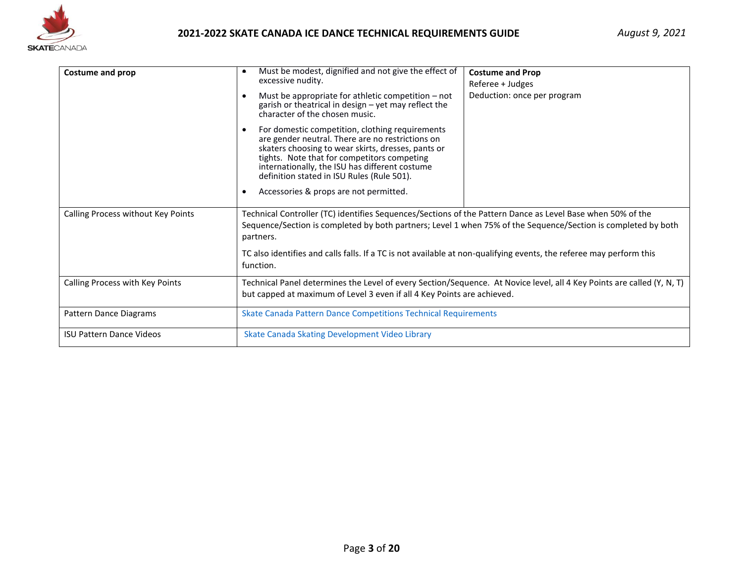| | | |
|---|---|---|
| **Costume and prop** | • Must be modest, dignified and not give the effect of excessive nudity.<br>• Must be appropriate for athletic competition – not garish or theatrical in design – yet may reflect the character of the chosen music.<br>• For domestic competition, clothing requirements are gender neutral. There are no restrictions on skaters choosing to wear skirts, dresses, pants or tights. Note that for competitors competing internationally, the ISU has different costume definition stated in ISU Rules (Rule 501).<br>• Accessories & props are not permitted. | **Costume and Prop**<br>Referee + Judges<br>Deduction: once per program |
| Calling Process without Key Points | Technical Controller (TC) identifies Sequences/Sections of the Pattern Dance as Level Base when 50% of the Sequence/Section is completed by both partners; Level 1 when 75% of the Sequence/Section is completed by both partners.<br>TC also identifies and calls falls. If a TC is not available at non-qualifying events, the referee may perform this function. | |
| Calling Process with Key Points | Technical Panel determines the Level of every Section/Sequence. At Novice level, all 4 Key Points are called (Y, N, T) but capped at maximum of Level 3 even if all 4 Key Points are achieved. | |
| Pattern Dance Diagrams | Skate Canada Pattern Dance Competitions Technical Requirements | |
| ISU Pattern Dance Videos | Skate Canada Skating Development Video Library | |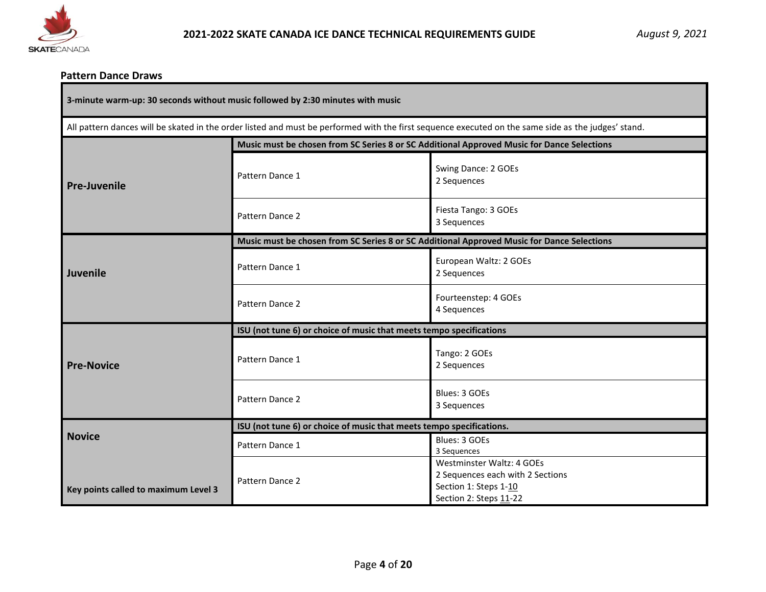## Pattern Dance Draws

| 3-minute warm-up: 30 seconds without music followed by 2:30 minutes with music | | |
|---|---|---|
| All pattern dances will be skated in the order listed and must be performed with the first sequence executed on the same side as the judges' stand. | | |
| **Pre-Juvenile** | **Music must be chosen from SC Series 8 or SC Additional Approved Music for Dance Selections** | |
| | Pattern Dance 1 | Swing Dance: 2 GOEs<br>2 Sequences |
| | Pattern Dance 2 | Fiesta Tango: 3 GOEs<br>3 Sequences |
| **Juvenile** | **Music must be chosen from SC Series 8 or SC Additional Approved Music for Dance Selections** | |
| | Pattern Dance 1 | European Waltz: 2 GOEs<br>2 Sequences |
| | Pattern Dance 2 | Fourteenstep: 4 GOEs<br>4 Sequences |
| **Pre-Novice** | **ISU (not tune 6) or choice of music that meets tempo specifications** | |
| | Pattern Dance 1 | Tango: 2 GOEs<br>2 Sequences |
| | Pattern Dance 2 | Blues: 3 GOEs<br>3 Sequences |
| **Novice**<br><br>**Key points called to maximum Level 3** | **ISU (not tune 6) or choice of music that meets tempo specifications.** | |
| | Pattern Dance 1 | Blues: 3 GOEs<br>3 Sequences |
| | Pattern Dance 2 | Westminster Waltz: 4 GOEs<br>2 Sequences each with 2 Sections<br>Section 1: Steps 1-10<br>Section 2: Steps 11-22 |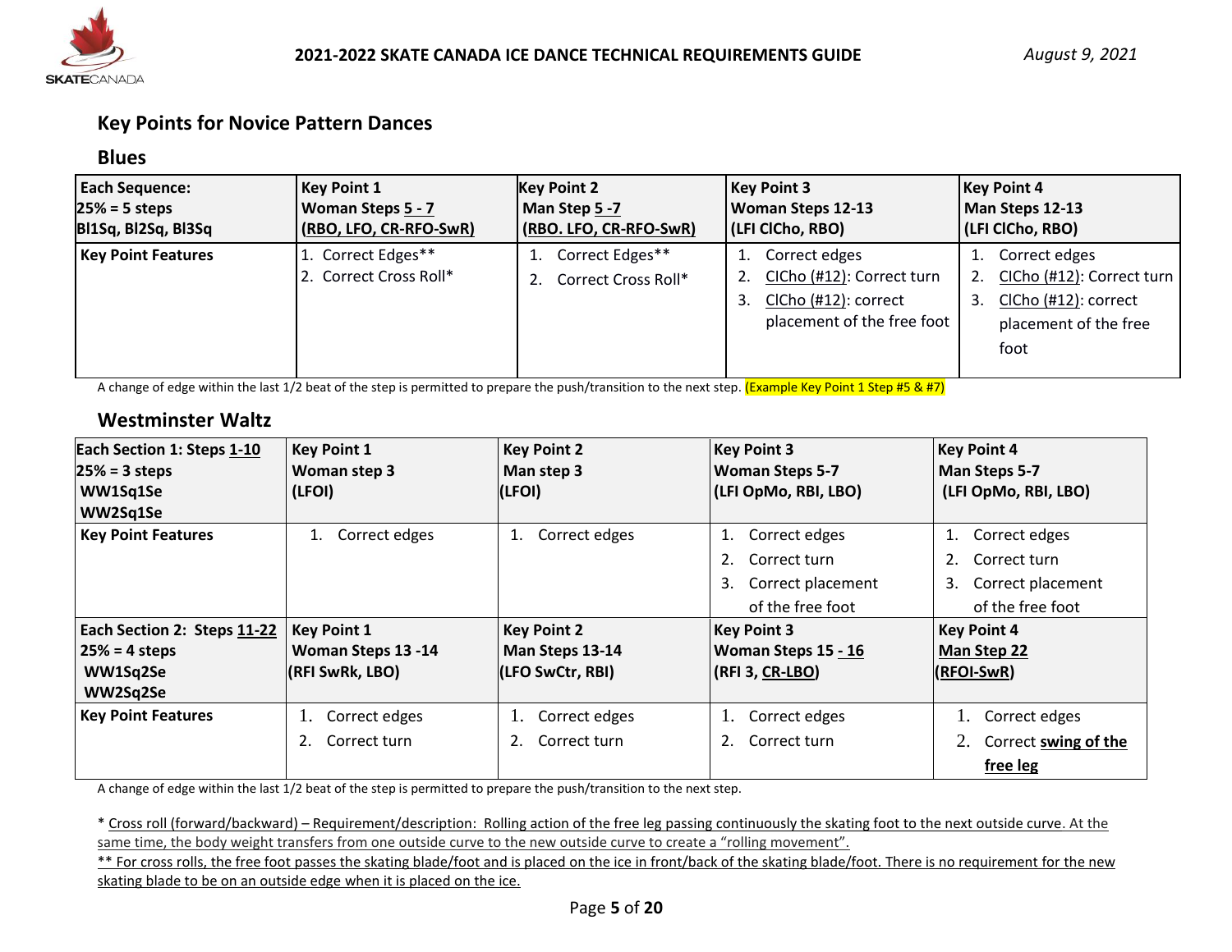## Key Points for Novice Pattern Dances

### Blues

| Each Sequence:<br>25% = 5 steps<br>Bl1Sq, Bl2Sq, Bl3Sq | Key Point 1<br>Woman Steps 5 - 7<br>(RBO, LFO, CR-RFO-SwR) | Key Point 2<br>Man Step 5 -7<br>(RBO. LFO, CR-RFO-SwR) | Key Point 3<br>Woman Steps 12-13<br>(LFI ClCho, RBO) | Key Point 4<br>Man Steps 12-13<br>(LFI ClCho, RBO) |
|---|---|---|---|---|
| **Key Point Features** | 1. Correct Edges**<br>2. Correct Cross Roll* | 1. Correct Edges**<br>2. Correct Cross Roll* | 1. Correct edges<br>2. ClCho (#12): Correct turn<br>3. ClCho (#12): correct placement of the free foot | 1. Correct edges<br>2. ClCho (#12): Correct turn<br>3. ClCho (#12): correct placement of the free foot |

A change of edge within the last 1/2 beat of the step is permitted to prepare the push/transition to the next step. (Example Key Point 1 Step #5 & #7)

### Westminster Waltz

| Each Section 1: Steps 1-10<br>25% = 3 steps<br>WW1Sq1Se<br>WW2Sq1Se | Key Point 1<br>Woman step 3<br>(LFOI) | Key Point 2<br>Man step 3<br>(LFOI) | Key Point 3<br>Woman Steps 5-7<br>(LFI OpMo, RBI, LBO) | Key Point 4<br>Man Steps 5-7<br>(LFI OpMo, RBI, LBO) |
|---|---|---|---|---|
| **Key Point Features** | 1. Correct edges | 1. Correct edges | 1. Correct edges<br>2. Correct turn<br>3. Correct placement of the free foot | 1. Correct edges<br>2. Correct turn<br>3. Correct placement of the free foot |
| **Each Section 2: Steps 11-22<br>25% = 4 steps<br>WW1Sq2Se<br>WW2Sq2Se** | **Key Point 1<br>Woman Steps 13 -14<br>(RFI SwRk, LBO)** | **Key Point 2<br>Man Steps 13-14<br>(LFO SwCtr, RBI)** | **Key Point 3<br>Woman Steps 15 - 16<br>(RFI 3, CR-LBO)** | **Key Point 4<br>Man Step 22<br>(RFOI-SwR)** |
| **Key Point Features** | 1. Correct edges<br>2. Correct turn | 1. Correct edges<br>2. Correct turn | 1. Correct edges<br>2. Correct turn | 1. Correct edges<br>2. Correct **swing of the free leg** |

A change of edge within the last 1/2 beat of the step is permitted to prepare the push/transition to the next step.

* Cross roll (forward/backward) – Requirement/description: Rolling action of the free leg passing continuously the skating foot to the next outside curve. At the same time, the body weight transfers from one outside curve to the new outside curve to create a "rolling movement".

** For cross rolls, the free foot passes the skating blade/foot and is placed on the ice in front/back of the skating blade/foot. There is no requirement for the new skating blade to be on an outside edge when it is placed on the ice.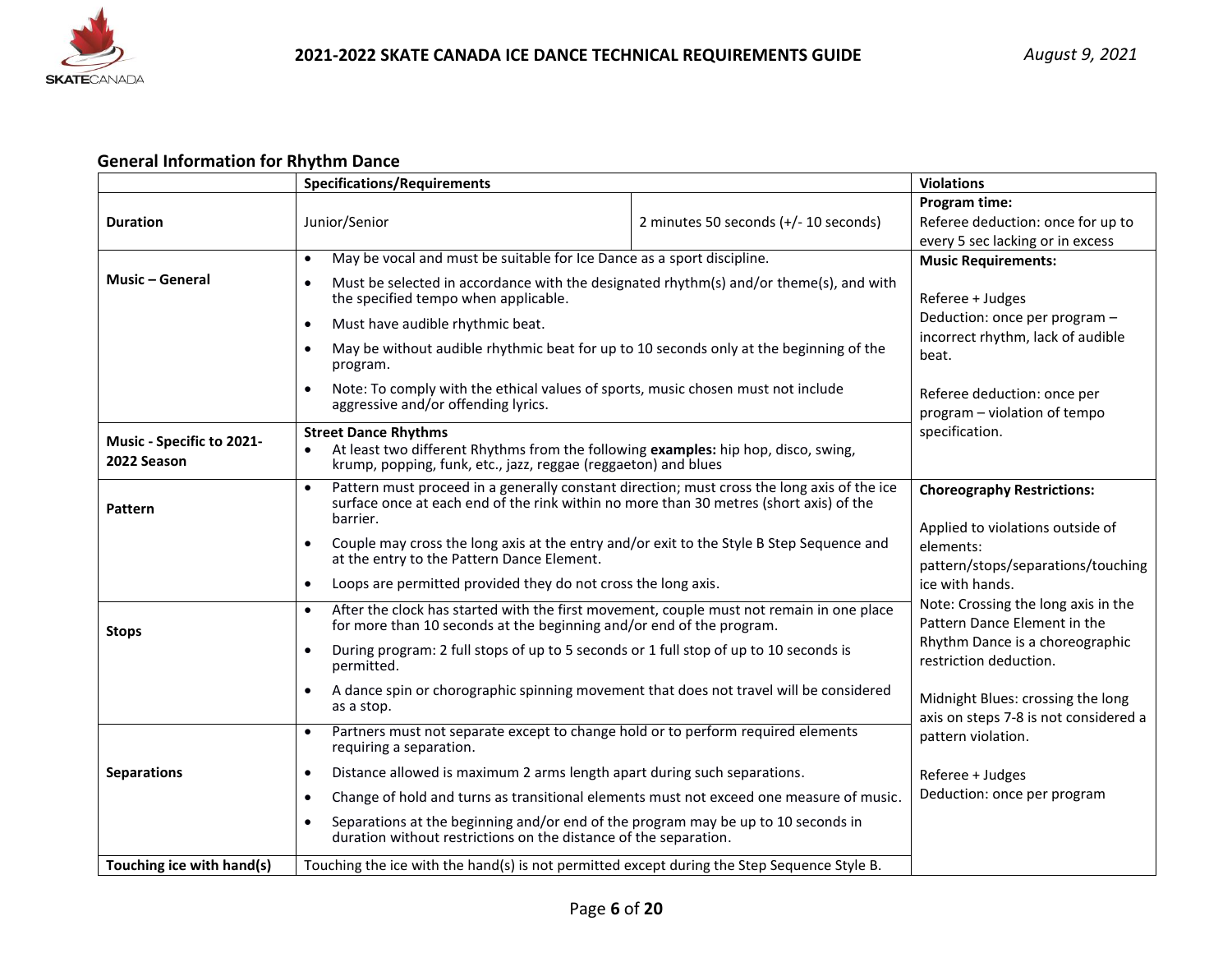## General Information for Rhythm Dance

| | Specifications/Requirements | | Violations |
|---|---|---|---|
| **Duration** | Junior/Senior | 2 minutes 50 seconds (+/- 10 seconds) | **Program time:** Referee deduction: once for up to every 5 sec lacking or in excess |
| **Music – General** | • May be vocal and must be suitable for Ice Dance as a sport discipline. • Must be selected in accordance with the designated rhythm(s) and/or theme(s), and with the specified tempo when applicable. • Must have audible rhythmic beat. • May be without audible rhythmic beat for up to 10 seconds only at the beginning of the program. • Note: To comply with the ethical values of sports, music chosen must not include aggressive and/or offending lyrics. | | **Music Requirements:** Referee + Judges Deduction: once per program – incorrect rhythm, lack of audible beat. Referee deduction: once per program – violation of tempo specification. |
| **Music - Specific to 2021-2022 Season** | **Street Dance Rhythms** • At least two different Rhythms from the following **examples:** hip hop, disco, swing, krump, popping, funk, etc., jazz, reggae (reggaeton) and blues | | |
| **Pattern** | • Pattern must proceed in a generally constant direction; must cross the long axis of the ice surface once at each end of the rink within no more than 30 metres (short axis) of the barrier. • Couple may cross the long axis at the entry and/or exit to the Style B Step Sequence and at the entry to the Pattern Dance Element. • Loops are permitted provided they do not cross the long axis. | | **Choreography Restrictions:** Applied to violations outside of elements: pattern/stops/separations/touching ice with hands. Note: Crossing the long axis in the Pattern Dance Element in the Rhythm Dance is a choreographic restriction deduction. Midnight Blues: crossing the long axis on steps 7-8 is not considered a pattern violation. Referee + Judges Deduction: once per program |
| **Stops** | • After the clock has started with the first movement, couple must not remain in one place for more than 10 seconds at the beginning and/or end of the program. • During program: 2 full stops of up to 5 seconds or 1 full stop of up to 10 seconds is permitted. • A dance spin or chorographic spinning movement that does not travel will be considered as a stop. | | |
| **Separations** | • Partners must not separate except to change hold or to perform required elements requiring a separation. • Distance allowed is maximum 2 arms length apart during such separations. • Change of hold and turns as transitional elements must not exceed one measure of music. • Separations at the beginning and/or end of the program may be up to 10 seconds in duration without restrictions on the distance of the separation. | | |
| **Touching ice with hand(s)** | Touching the ice with the hand(s) is not permitted except during the Step Sequence Style B. | | |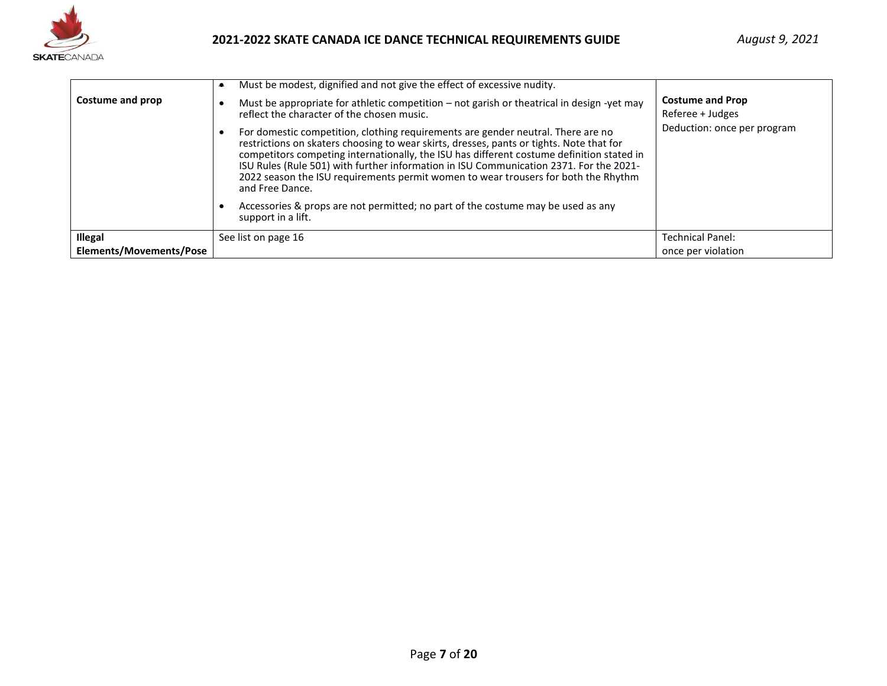| | | |
|---|---|---|
| **Costume and prop** | • Must be modest, dignified and not give the effect of excessive nudity.<br>• Must be appropriate for athletic competition – not garish or theatrical in design -yet may reflect the character of the chosen music.<br>• For domestic competition, clothing requirements are gender neutral. There are no restrictions on skaters choosing to wear skirts, dresses, pants or tights. Note that for competitors competing internationally, the ISU has different costume definition stated in ISU Rules (Rule 501) with further information in ISU Communication 2371. For the 2021-2022 season the ISU requirements permit women to wear trousers for both the Rhythm and Free Dance.<br>• Accessories & props are not permitted; no part of the costume may be used as any support in a lift. | **Costume and Prop**<br>Referee + Judges<br>Deduction: once per program |
| **Illegal Elements/Movements/Pose** | See list on page 16 | Technical Panel:<br>once per violation |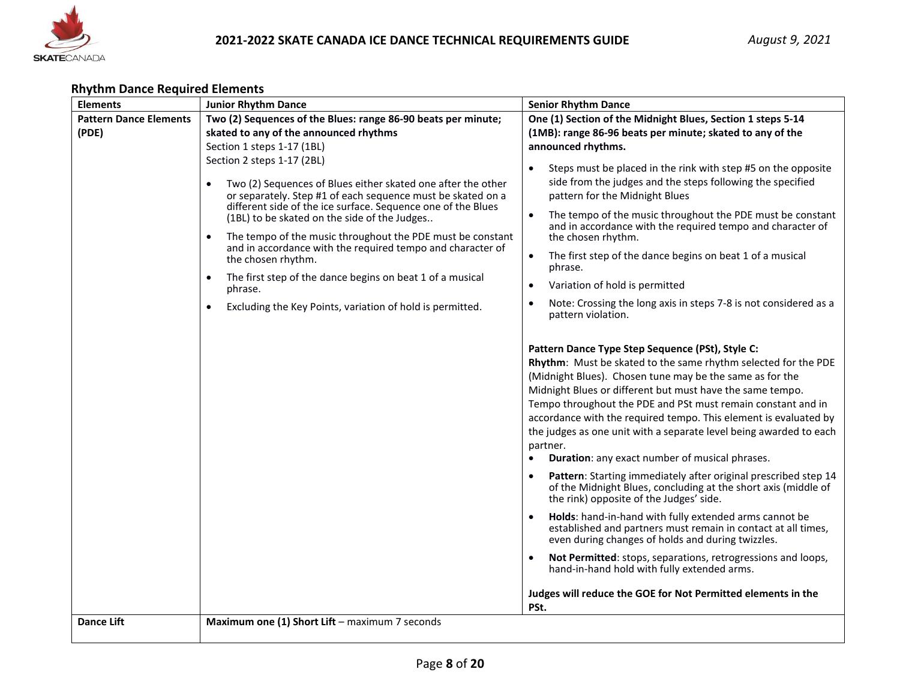## Rhythm Dance Required Elements

| Elements | Junior Rhythm Dance | Senior Rhythm Dance |
|---|---|---|
| **Pattern Dance Elements (PDE)** | **Two (2) Sequences of the Blues: range 86-90 beats per minute; skated to any of the announced rhythms**<br>Section 1 steps 1-17 (1BL)<br>Section 2 steps 1-17 (2BL)<br>• Two (2) Sequences of Blues either skated one after the other or separately. Step #1 of each sequence must be skated on a different side of the ice surface. Sequence one of the Blues (1BL) to be skated on the side of the Judges..<br>• The tempo of the music throughout the PDE must be constant and in accordance with the required tempo and character of the chosen rhythm.<br>• The first step of the dance begins on beat 1 of a musical phrase.<br>• Excluding the Key Points, variation of hold is permitted. | **One (1) Section of the Midnight Blues, Section 1 steps 5-14 (1MB): range 86-96 beats per minute; skated to any of the announced rhythms.**<br>• Steps must be placed in the rink with step #5 on the opposite side from the judges and the steps following the specified pattern for the Midnight Blues<br>• The tempo of the music throughout the PDE must be constant and in accordance with the required tempo and character of the chosen rhythm.<br>• The first step of the dance begins on beat 1 of a musical phrase.<br>• Variation of hold is permitted<br>• Note: Crossing the long axis in steps 7-8 is not considered as a pattern violation.<br><br>**Pattern Dance Type Step Sequence (PSt), Style C:**<br>**Rhythm**: Must be skated to the same rhythm selected for the PDE (Midnight Blues). Chosen tune may be the same as for the Midnight Blues or different but must have the same tempo. Tempo throughout the PDE and PSt must remain constant and in accordance with the required tempo. This element is evaluated by the judges as one unit with a separate level being awarded to each partner.<br>• **Duration**: any exact number of musical phrases.<br>• **Pattern**: Starting immediately after original prescribed step 14 of the Midnight Blues, concluding at the short axis (middle of the rink) opposite of the Judges' side.<br>• **Holds**: hand-in-hand with fully extended arms cannot be established and partners must remain in contact at all times, even during changes of holds and during twizzles.<br>• **Not Permitted**: stops, separations, retrogressions and loops, hand-in-hand hold with fully extended arms.<br><br>**Judges will reduce the GOE for Not Permitted elements in the PSt.** |
| **Dance Lift** | **Maximum one (1) Short Lift** – maximum 7 seconds | |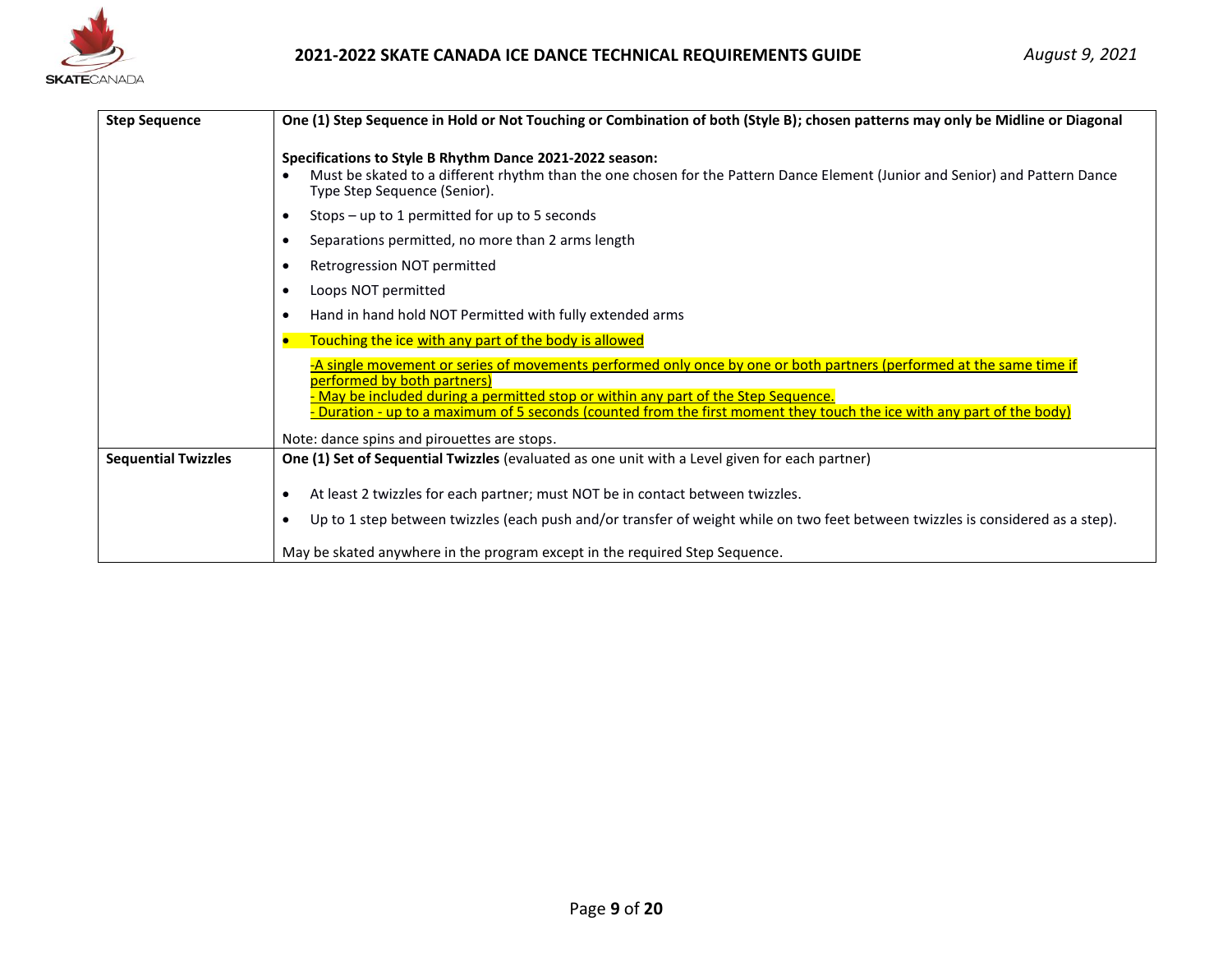| | |
|---|---|
| **Step Sequence** | **One (1) Step Sequence in Hold or Not Touching or Combination of both (Style B); chosen patterns may only be Midline or Diagonal**<br><br>**Specifications to Style B Rhythm Dance 2021-2022 season:**<br>• Must be skated to a different rhythm than the one chosen for the Pattern Dance Element (Junior and Senior) and Pattern Dance Type Step Sequence (Senior).<br>• Stops – up to 1 permitted for up to 5 seconds<br>• Separations permitted, no more than 2 arms length<br>• Retrogression NOT permitted<br>• Loops NOT permitted<br>• Hand in hand hold NOT Permitted with fully extended arms<br>• Touching the ice with any part of the body is allowed<br>-A single movement or series of movements performed only once by one or both partners (performed at the same time if performed by both partners)<br>- May be included during a permitted stop or within any part of the Step Sequence.<br>- Duration - up to a maximum of 5 seconds (counted from the first moment they touch the ice with any part of the body)<br><br>Note: dance spins and pirouettes are stops. |
| **Sequential Twizzles** | **One (1) Set of Sequential Twizzles** (evaluated as one unit with a Level given for each partner)<br><br>• At least 2 twizzles for each partner; must NOT be in contact between twizzles.<br>• Up to 1 step between twizzles (each push and/or transfer of weight while on two feet between twizzles is considered as a step).<br><br>May be skated anywhere in the program except in the required Step Sequence. |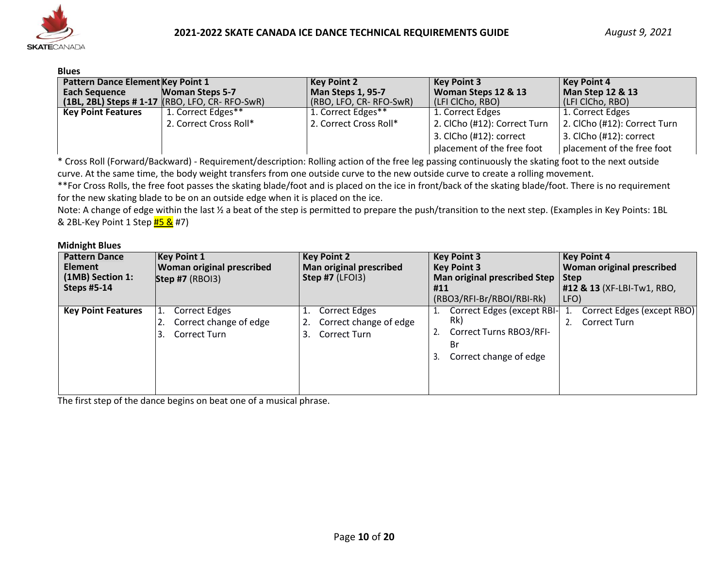**Blues**

| Pattern Dance Element Each Sequence (1BL, 2BL) Steps # 1-17 | Key Point 1 Woman Steps 5-7 (RBO, LFO, CR- RFO-SwR) | Key Point 2 Man Steps 1, 95-7 (RBO, LFO, CR- RFO-SwR) | Key Point 3 Woman Steps 12 & 13 (LFI ClCho, RBO) | Key Point 4 Man Step 12 & 13 (LFI ClCho, RBO) |
|---|---|---|---|---|
| **Key Point Features** | 1. Correct Edges**<br>2. Correct Cross Roll* | 1. Correct Edges**<br>2. Correct Cross Roll* | 1. Correct Edges<br>2. ClCho (#12): Correct Turn<br>3. ClCho (#12): correct placement of the free foot | 1. Correct Edges<br>2. ClCho (#12): Correct Turn<br>3. ClCho (#12): correct placement of the free foot |

* Cross Roll (Forward/Backward) - Requirement/description: Rolling action of the free leg passing continuously the skating foot to the next outside curve. At the same time, the body weight transfers from one outside curve to the new outside curve to create a rolling movement.

**For Cross Rolls, the free foot passes the skating blade/foot and is placed on the ice in front/back of the skating blade/foot. There is no requirement for the new skating blade to be on an outside edge when it is placed on the ice.

Note: A change of edge within the last ½ a beat of the step is permitted to prepare the push/transition to the next step. (Examples in Key Points: 1BL & 2BL-Key Point 1 Step #5 & #7)

**Midnight Blues**

| Pattern Dance Element (1MB) Section 1: Steps #5-14 | Key Point 1 Woman original prescribed Step #7 (RBOI3) | Key Point 2 Man original prescribed Step #7 (LFOI3) | Key Point 3 Key Point 3 Man original prescribed Step #11 (RBO3/RFI-Br/RBOI/RBI-Rk) | Key Point 4 Woman original prescribed Step #12 & 13 (XF-LBI-Tw1, RBO, LFO) |
|---|---|---|---|---|
| **Key Point Features** | 1. Correct Edges<br>2. Correct change of edge<br>3. Correct Turn | 1. Correct Edges<br>2. Correct change of edge<br>3. Correct Turn | 1. Correct Edges (except RBI-Rk)<br>2. Correct Turns RBO3/RFI-Br<br>3. Correct change of edge | 1. Correct Edges (except RBO)<br>2. Correct Turn |

The first step of the dance begins on beat one of a musical phrase.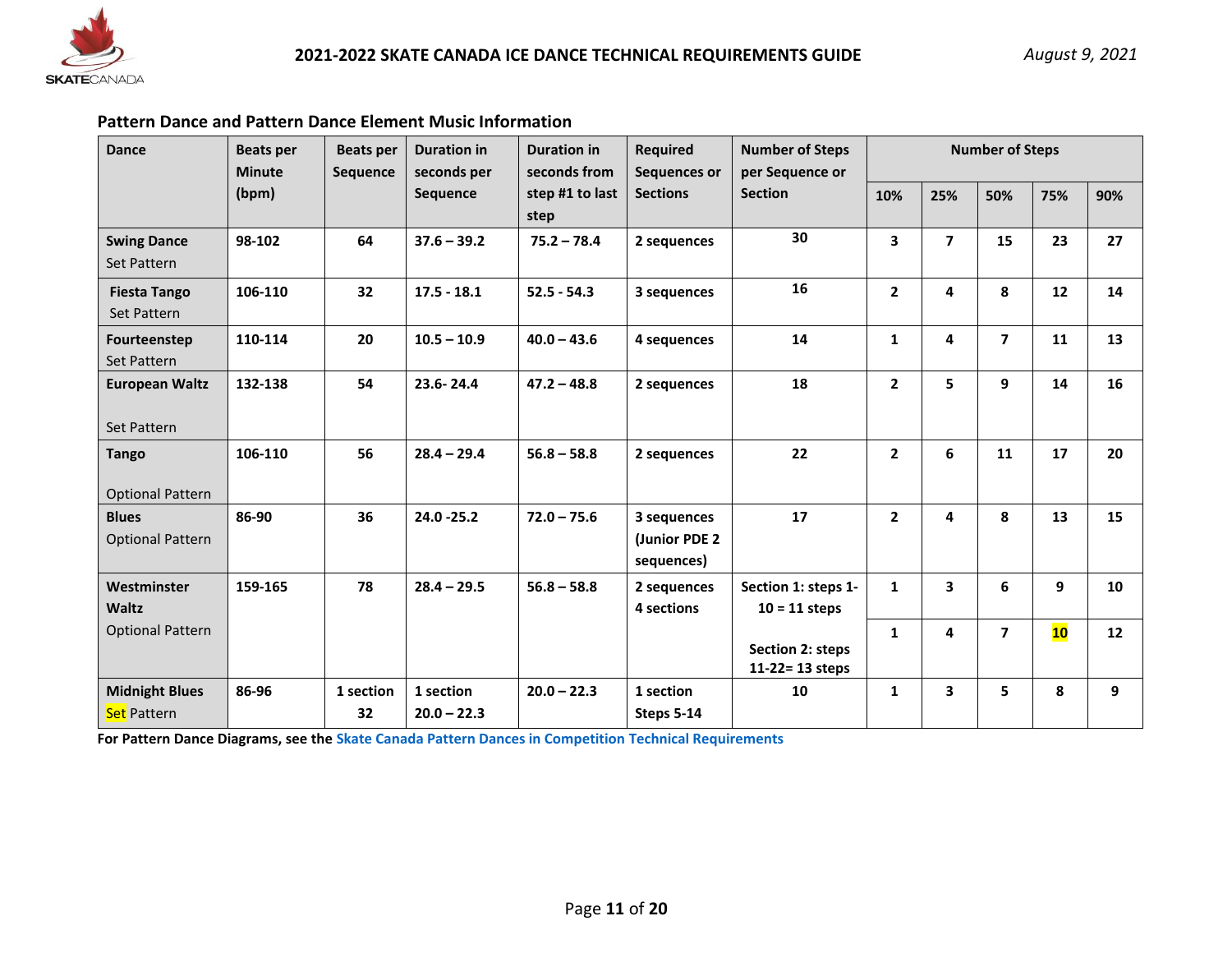### Pattern Dance and Pattern Dance Element Music Information

| Dance | Beats per Minute (bpm) | Beats per Sequence | Duration in seconds per Sequence | Duration in seconds from step #1 to last step | Required Sequences or Sections | Number of Steps per Sequence or Section | Number of Steps | | | | |
|---|---|---|---|---|---|---|---|---|---|---|---|
| | | | | | | | 10% | 25% | 50% | 75% | 90% |
| **Swing Dance** Set Pattern | 98-102 | 64 | 37.6 – 39.2 | 75.2 – 78.4 | 2 sequences | 30 | 3 | 7 | 15 | 23 | 27 |
| **Fiesta Tango** Set Pattern | 106-110 | 32 | 17.5 - 18.1 | 52.5 - 54.3 | 3 sequences | 16 | 2 | 4 | 8 | 12 | 14 |
| **Fourteenstep** Set Pattern | 110-114 | 20 | 10.5 – 10.9 | 40.0 – 43.6 | 4 sequences | 14 | 1 | 4 | 7 | 11 | 13 |
| **European Waltz** Set Pattern | 132-138 | 54 | 23.6- 24.4 | 47.2 – 48.8 | 2 sequences | 18 | 2 | 5 | 9 | 14 | 16 |
| **Tango** Optional Pattern | 106-110 | 56 | 28.4 – 29.4 | 56.8 – 58.8 | 2 sequences | 22 | 2 | 6 | 11 | 17 | 20 |
| **Blues** Optional Pattern | 86-90 | 36 | 24.0 -25.2 | 72.0 – 75.6 | 3 sequences (Junior PDE 2 sequences) | 17 | 2 | 4 | 8 | 13 | 15 |
| **Westminster Waltz** Optional Pattern | 159-165 | 78 | 28.4 – 29.5 | 56.8 – 58.8 | 2 sequences 4 sections | Section 1: steps 1-10 = 11 steps | 1 | 3 | 6 | 9 | 10 |
| | | | | | | Section 2: steps 11-22= 13 steps | 1 | 4 | 7 | 10 | 12 |
| **Midnight Blues** Set Pattern | 86-96 | 1 section 32 | 1 section 20.0 – 22.3 | 20.0 – 22.3 | 1 section Steps 5-14 | 10 | 1 | 3 | 5 | 8 | 9 |

**For Pattern Dance Diagrams, see the Skate Canada Pattern Dances in Competition Technical Requirements**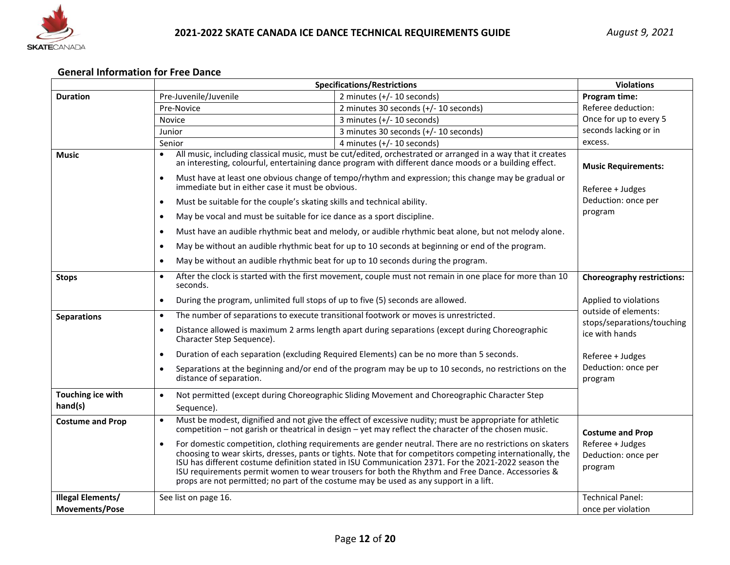## General Information for Free Dance

| | Specifications/Restrictions | | Violations |
|---|---|---|---|
| **Duration** | Pre-Juvenile/Juvenile | 2 minutes (+/- 10 seconds) | **Program time:** Referee deduction: Once for up to every 5 seconds lacking or in excess. |
| | Pre-Novice | 2 minutes 30 seconds (+/- 10 seconds) | |
| | Novice | 3 minutes (+/- 10 seconds) | |
| | Junior | 3 minutes 30 seconds (+/- 10 seconds) | |
| | Senior | 4 minutes (+/- 10 seconds) | |
| **Music** | • All music, including classical music, must be cut/edited, orchestrated or arranged in a way that it creates an interesting, colourful, entertaining dance program with different dance moods or a building effect.<br>• Must have at least one obvious change of tempo/rhythm and expression; this change may be gradual or immediate but in either case it must be obvious.<br>• Must be suitable for the couple's skating skills and technical ability.<br>• May be vocal and must be suitable for ice dance as a sport discipline.<br>• Must have an audible rhythmic beat and melody, or audible rhythmic beat alone, but not melody alone.<br>• May be without an audible rhythmic beat for up to 10 seconds at beginning or end of the program.<br>• May be without an audible rhythmic beat for up to 10 seconds during the program. | | **Music Requirements:**<br><br>Referee + Judges Deduction: once per program |
| **Stops** | • After the clock is started with the first movement, couple must not remain in one place for more than 10 seconds.<br>• During the program, unlimited full stops of up to five (5) seconds are allowed. | | **Choreography restrictions:**<br><br>Applied to violations outside of elements: stops/separations/touching ice with hands<br><br>Referee + Judges Deduction: once per program |
| **Separations** | • The number of separations to execute transitional footwork or moves is unrestricted.<br>• Distance allowed is maximum 2 arms length apart during separations (except during Choreographic Character Step Sequence).<br>• Duration of each separation (excluding Required Elements) can be no more than 5 seconds.<br>• Separations at the beginning and/or end of the program may be up to 10 seconds, no restrictions on the distance of separation. | | |
| **Touching ice with hand(s)** | • Not permitted (except during Choreographic Sliding Movement and Choreographic Character Step Sequence). | | |
| **Costume and Prop** | • Must be modest, dignified and not give the effect of excessive nudity; must be appropriate for athletic competition – not garish or theatrical in design – yet may reflect the character of the chosen music.<br>• For domestic competition, clothing requirements are gender neutral. There are no restrictions on skaters choosing to wear skirts, dresses, pants or tights. Note that for competitors competing internationally, the ISU has different costume definition stated in ISU Communication 2371. For the 2021-2022 season the ISU requirements permit women to wear trousers for both the Rhythm and Free Dance. Accessories & props are not permitted; no part of the costume may be used as any support in a lift. | | **Costume and Prop** Referee + Judges Deduction: once per program |
| **Illegal Elements/ Movements/Pose** | See list on page 16. | | Technical Panel: once per violation |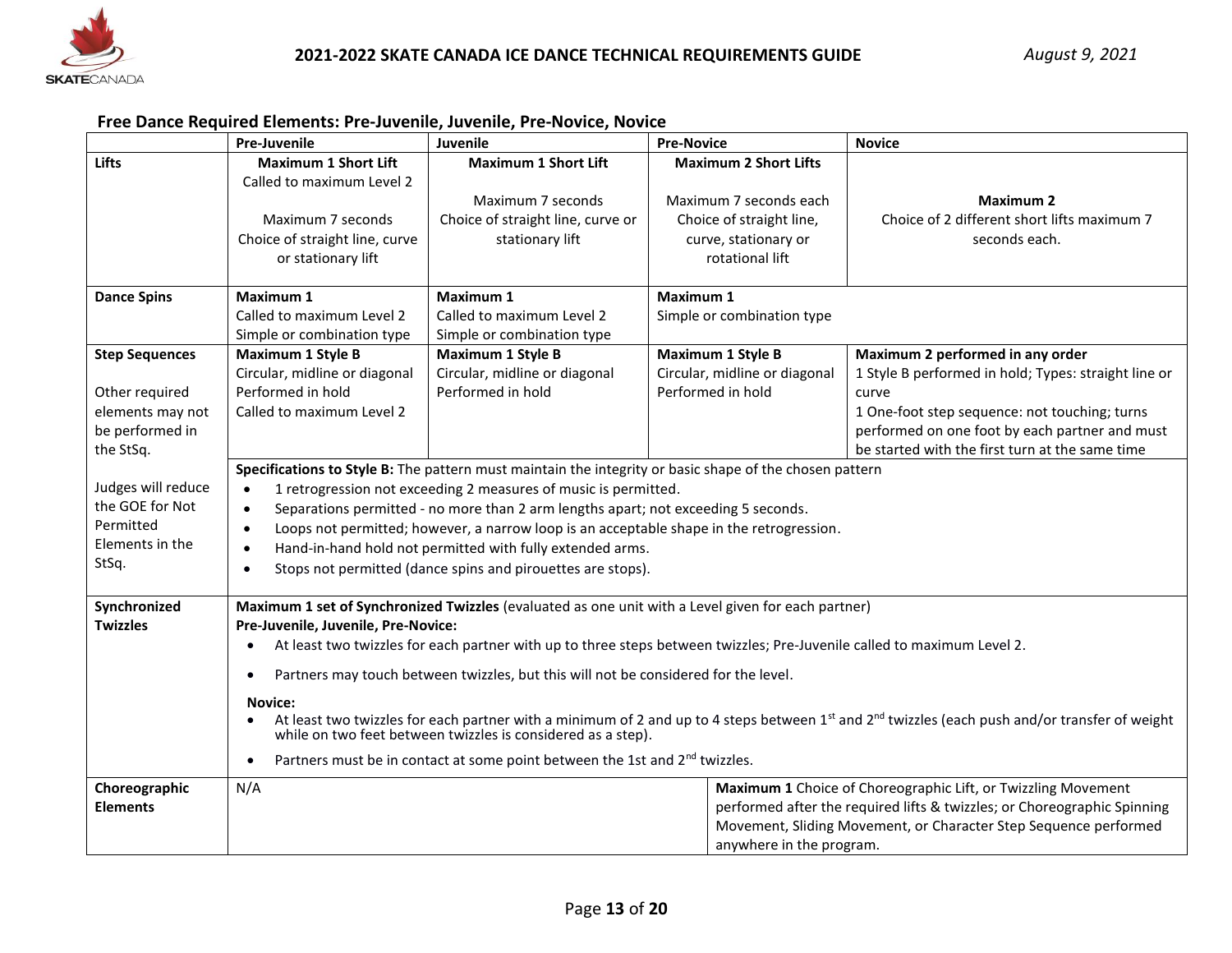## Free Dance Required Elements: Pre-Juvenile, Juvenile, Pre-Novice, Novice

| | Pre-Juvenile | Juvenile | Pre-Novice | Novice |
|---|---|---|---|---|
| **Lifts** | **Maximum 1 Short Lift**<br>Called to maximum Level 2<br><br>Maximum 7 seconds<br>Choice of straight line, curve or stationary lift | **Maximum 1 Short Lift**<br><br>Maximum 7 seconds<br>Choice of straight line, curve or stationary lift | **Maximum 2 Short Lifts**<br><br>Maximum 7 seconds each<br>Choice of straight line, curve, stationary or rotational lift | **Maximum 2**<br>Choice of 2 different short lifts maximum 7 seconds each. |
| **Dance Spins** | **Maximum 1**<br>Called to maximum Level 2<br>Simple or combination type | **Maximum 1**<br>Called to maximum Level 2<br>Simple or combination type | **Maximum 1**<br>Simple or combination type | |
| **Step Sequences**<br><br>Other required elements may not be performed in the StSq.<br><br>Judges will reduce the GOE for Not Permitted Elements in the StSq. | **Maximum 1 Style B**<br>Circular, midline or diagonal<br>Performed in hold<br>Called to maximum Level 2 | **Maximum 1 Style B**<br>Circular, midline or diagonal<br>Performed in hold | **Maximum 1 Style B**<br>Circular, midline or diagonal<br>Performed in hold | **Maximum 2 performed in any order**<br>1 Style B performed in hold; Types: straight line or curve<br>1 One-foot step sequence: not touching; turns performed on one foot by each partner and must be started with the first turn at the same time |
| | **Specifications to Style B:** The pattern must maintain the integrity or basic shape of the chosen pattern<br>• 1 retrogression not exceeding 2 measures of music is permitted.<br>• Separations permitted - no more than 2 arm lengths apart; not exceeding 5 seconds.<br>• Loops not permitted; however, a narrow loop is an acceptable shape in the retrogression.<br>• Hand-in-hand hold not permitted with fully extended arms.<br>• Stops not permitted (dance spins and pirouettes are stops). | | | |
| **Synchronized Twizzles** | **Maximum 1 set of Synchronized Twizzles** (evaluated as one unit with a Level given for each partner)<br>**Pre-Juvenile, Juvenile, Pre-Novice:**<br>• At least two twizzles for each partner with up to three steps between twizzles; Pre-Juvenile called to maximum Level 2.<br>• Partners may touch between twizzles, but this will not be considered for the level.<br>**Novice:**<br>• At least two twizzles for each partner with a minimum of 2 and up to 4 steps between 1st and 2nd twizzles (each push and/or transfer of weight while on two feet between twizzles is considered as a step).<br>• Partners must be in contact at some point between the 1st and 2nd twizzles. | | | |
| **Choreographic Elements** | N/A | | **Maximum 1** Choice of Choreographic Lift, or Twizzling Movement performed after the required lifts & twizzles; or Choreographic Spinning Movement, Sliding Movement, or Character Step Sequence performed anywhere in the program. | |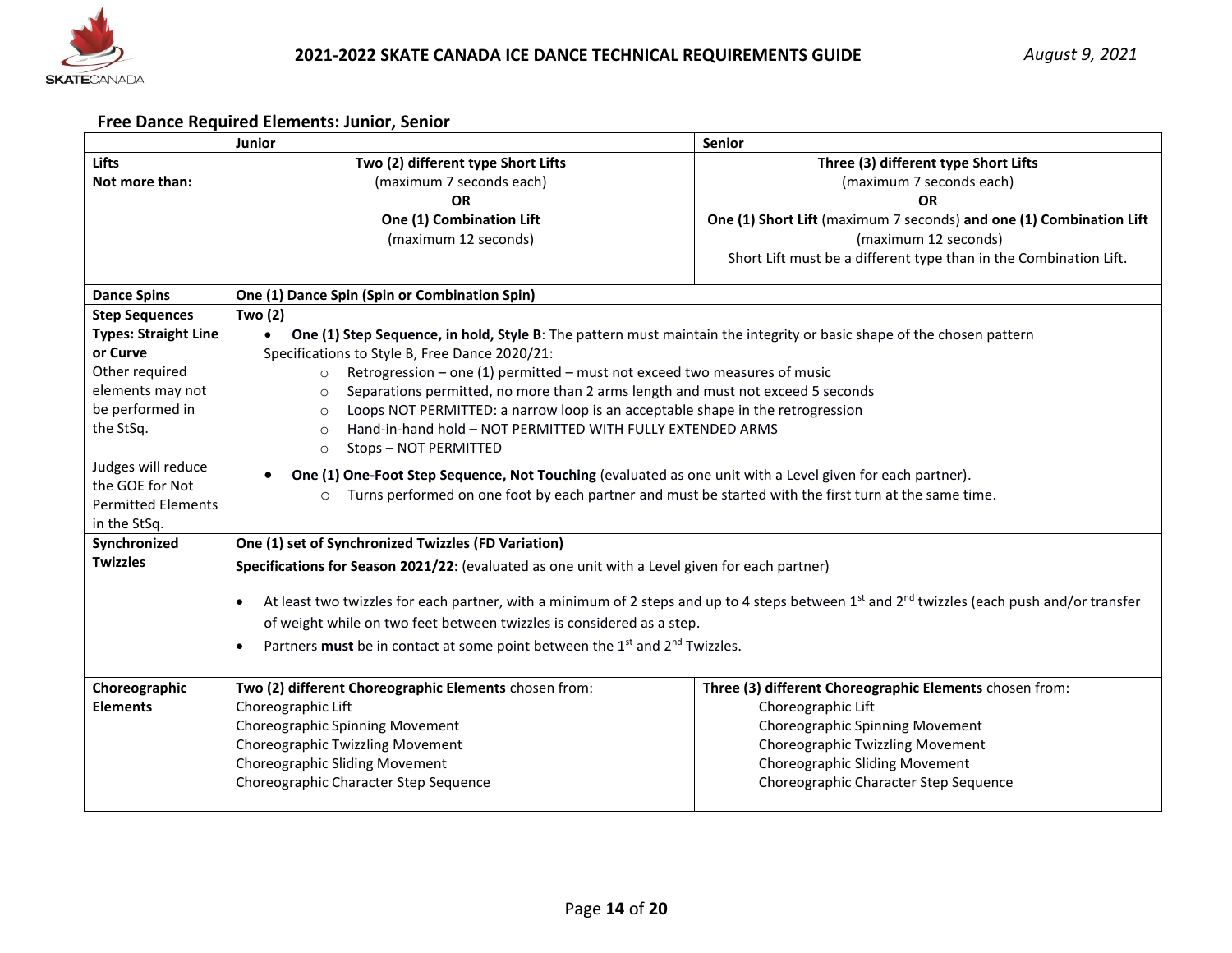## Free Dance Required Elements: Junior, Senior

| | Junior | Senior |
|---|---|---|
| **Lifts**<br>**Not more than:** | **Two (2) different type Short Lifts**<br>(maximum 7 seconds each)<br>**OR**<br>**One (1) Combination Lift**<br>(maximum 12 seconds) | **Three (3) different type Short Lifts**<br>(maximum 7 seconds each)<br>**OR**<br>**One (1) Short Lift** (maximum 7 seconds) **and one (1) Combination Lift** (maximum 12 seconds)<br>Short Lift must be a different type than in the Combination Lift. |
| **Dance Spins** | **One (1) Dance Spin (Spin or Combination Spin)** | |
| **Step Sequences**<br>**Types: Straight Line or Curve**<br>Other required elements may not be performed in the StSq.<br><br>Judges will reduce the GOE for Not Permitted Elements in the StSq. | **Two (2)**<br>• **One (1) Step Sequence, in hold, Style B**: The pattern must maintain the integrity or basic shape of the chosen pattern<br>Specifications to Style B, Free Dance 2020/21:<br>○ Retrogression – one (1) permitted – must not exceed two measures of music<br>○ Separations permitted, no more than 2 arms length and must not exceed 5 seconds<br>○ Loops NOT PERMITTED: a narrow loop is an acceptable shape in the retrogression<br>○ Hand-in-hand hold – NOT PERMITTED WITH FULLY EXTENDED ARMS<br>○ Stops – NOT PERMITTED<br>• **One (1) One-Foot Step Sequence, Not Touching** (evaluated as one unit with a Level given for each partner).<br>○ Turns performed on one foot by each partner and must be started with the first turn at the same time. | |
| **Synchronized Twizzles** | **One (1) set of Synchronized Twizzles (FD Variation)**<br>**Specifications for Season 2021/22:** (evaluated as one unit with a Level given for each partner)<br>• At least two twizzles for each partner, with a minimum of 2 steps and up to 4 steps between 1st and 2nd twizzles (each push and/or transfer of weight while on two feet between twizzles is considered as a step.<br>• Partners **must** be in contact at some point between the 1st and 2nd Twizzles. | |
| **Choreographic Elements** | **Two (2) different Choreographic Elements** chosen from:<br>Choreographic Lift<br>Choreographic Spinning Movement<br>Choreographic Twizzling Movement<br>Choreographic Sliding Movement<br>Choreographic Character Step Sequence | **Three (3) different Choreographic Elements** chosen from:<br>Choreographic Lift<br>Choreographic Spinning Movement<br>Choreographic Twizzling Movement<br>Choreographic Sliding Movement<br>Choreographic Character Step Sequence |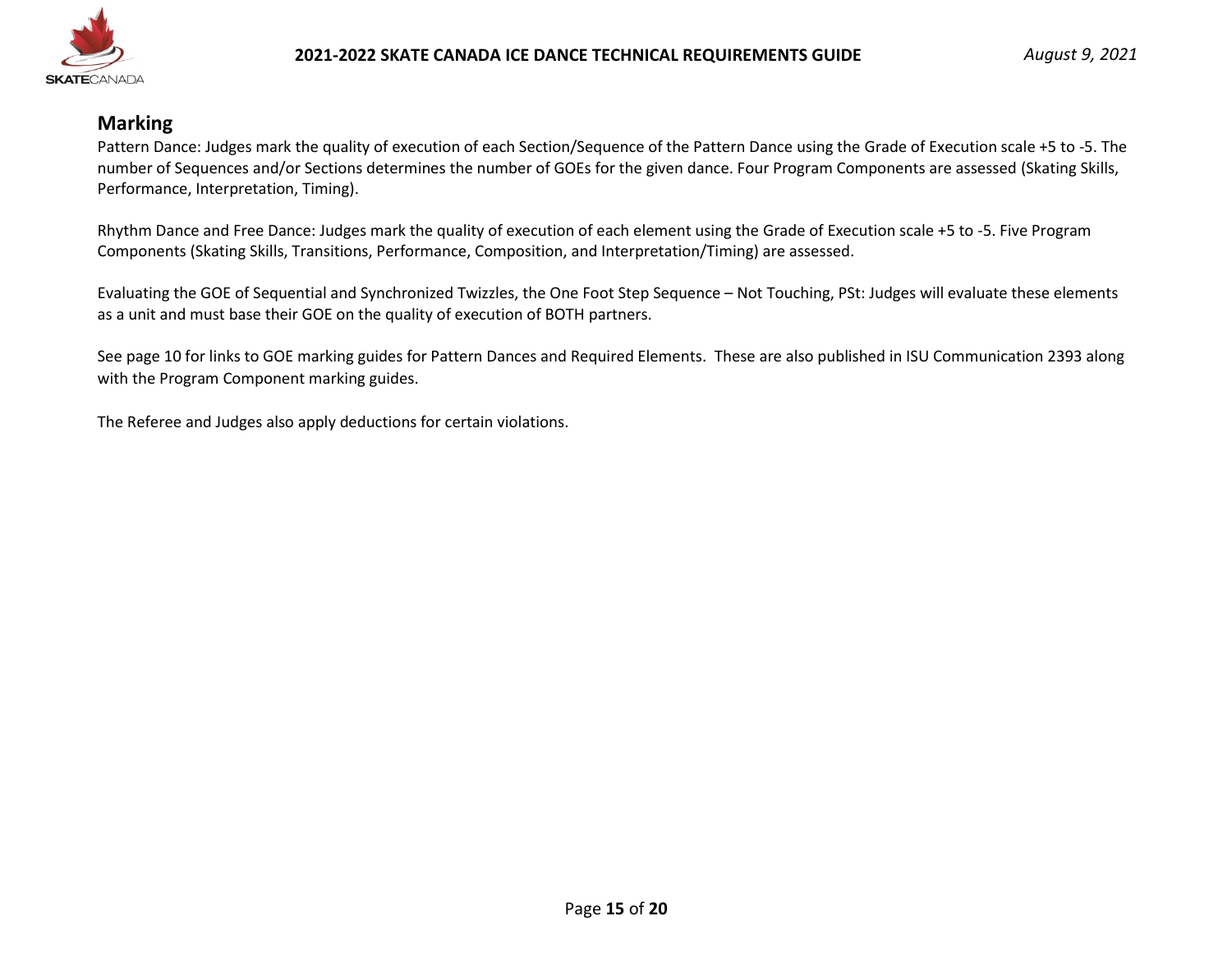## Marking

Pattern Dance: Judges mark the quality of execution of each Section/Sequence of the Pattern Dance using the Grade of Execution scale +5 to -5. The number of Sequences and/or Sections determines the number of GOEs for the given dance. Four Program Components are assessed (Skating Skills, Performance, Interpretation, Timing).

Rhythm Dance and Free Dance: Judges mark the quality of execution of each element using the Grade of Execution scale +5 to -5. Five Program Components (Skating Skills, Transitions, Performance, Composition, and Interpretation/Timing) are assessed.

Evaluating the GOE of Sequential and Synchronized Twizzles, the One Foot Step Sequence – Not Touching, PSt: Judges will evaluate these elements as a unit and must base their GOE on the quality of execution of BOTH partners.

See page 10 for links to GOE marking guides for Pattern Dances and Required Elements. These are also published in ISU Communication 2393 along with the Program Component marking guides.

The Referee and Judges also apply deductions for certain violations.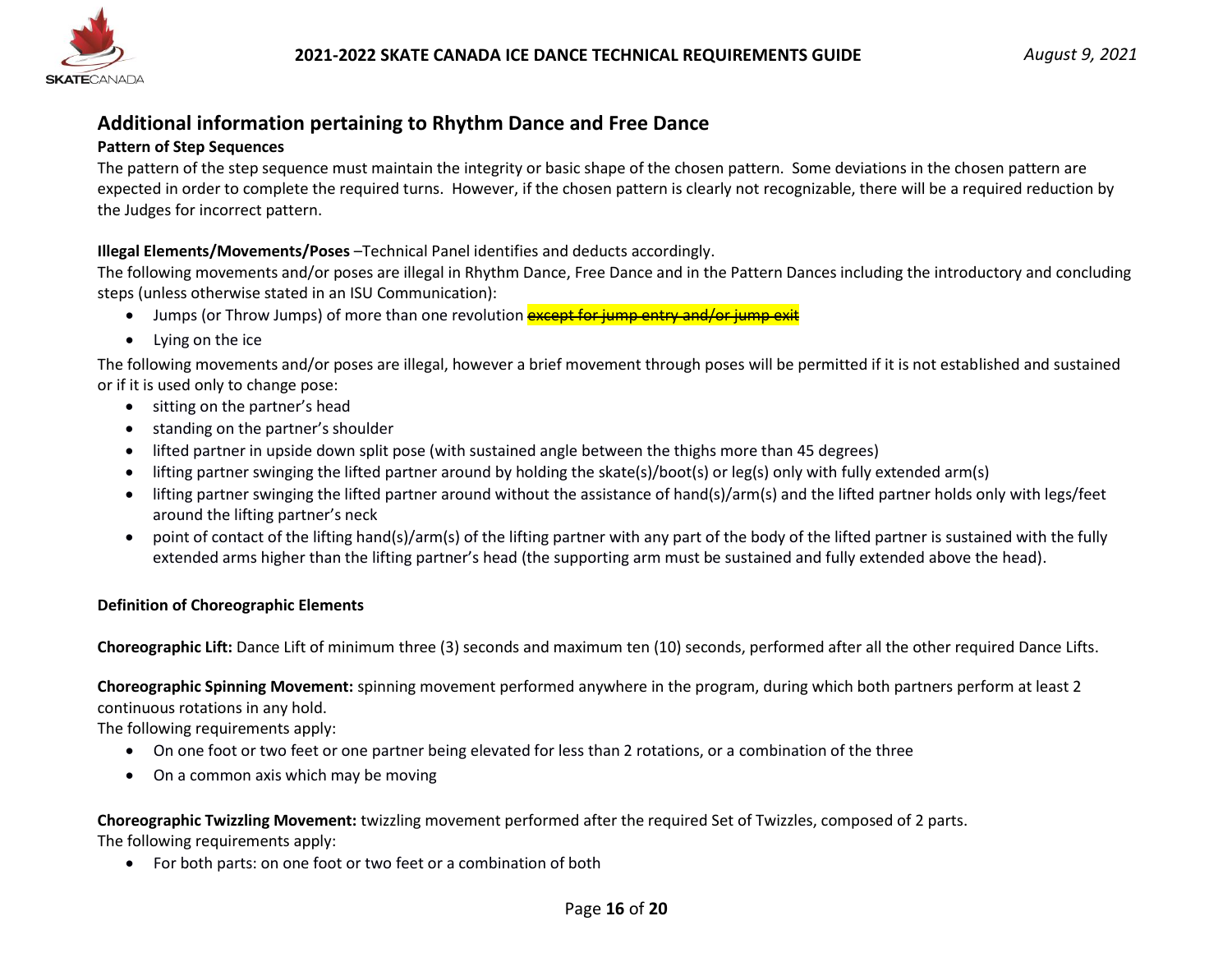## Additional information pertaining to Rhythm Dance and Free Dance

**Pattern of Step Sequences**

The pattern of the step sequence must maintain the integrity or basic shape of the chosen pattern. Some deviations in the chosen pattern are expected in order to complete the required turns. However, if the chosen pattern is clearly not recognizable, there will be a required reduction by the Judges for incorrect pattern.

**Illegal Elements/Movements/Poses** –Technical Panel identifies and deducts accordingly.

The following movements and/or poses are illegal in Rhythm Dance, Free Dance and in the Pattern Dances including the introductory and concluding steps (unless otherwise stated in an ISU Communication):

- Jumps (or Throw Jumps) of more than one revolution ~~except for jump entry and/or jump exit~~
- Lying on the ice

The following movements and/or poses are illegal, however a brief movement through poses will be permitted if it is not established and sustained or if it is used only to change pose:

- sitting on the partner's head
- standing on the partner's shoulder
- lifted partner in upside down split pose (with sustained angle between the thighs more than 45 degrees)
- lifting partner swinging the lifted partner around by holding the skate(s)/boot(s) or leg(s) only with fully extended arm(s)
- lifting partner swinging the lifted partner around without the assistance of hand(s)/arm(s) and the lifted partner holds only with legs/feet around the lifting partner's neck
- point of contact of the lifting hand(s)/arm(s) of the lifting partner with any part of the body of the lifted partner is sustained with the fully extended arms higher than the lifting partner's head (the supporting arm must be sustained and fully extended above the head).

**Definition of Choreographic Elements**

**Choreographic Lift:** Dance Lift of minimum three (3) seconds and maximum ten (10) seconds, performed after all the other required Dance Lifts.

**Choreographic Spinning Movement:** spinning movement performed anywhere in the program, during which both partners perform at least 2 continuous rotations in any hold.

The following requirements apply:

- On one foot or two feet or one partner being elevated for less than 2 rotations, or a combination of the three
- On a common axis which may be moving

**Choreographic Twizzling Movement:** twizzling movement performed after the required Set of Twizzles, composed of 2 parts.

The following requirements apply:

- For both parts: on one foot or two feet or a combination of both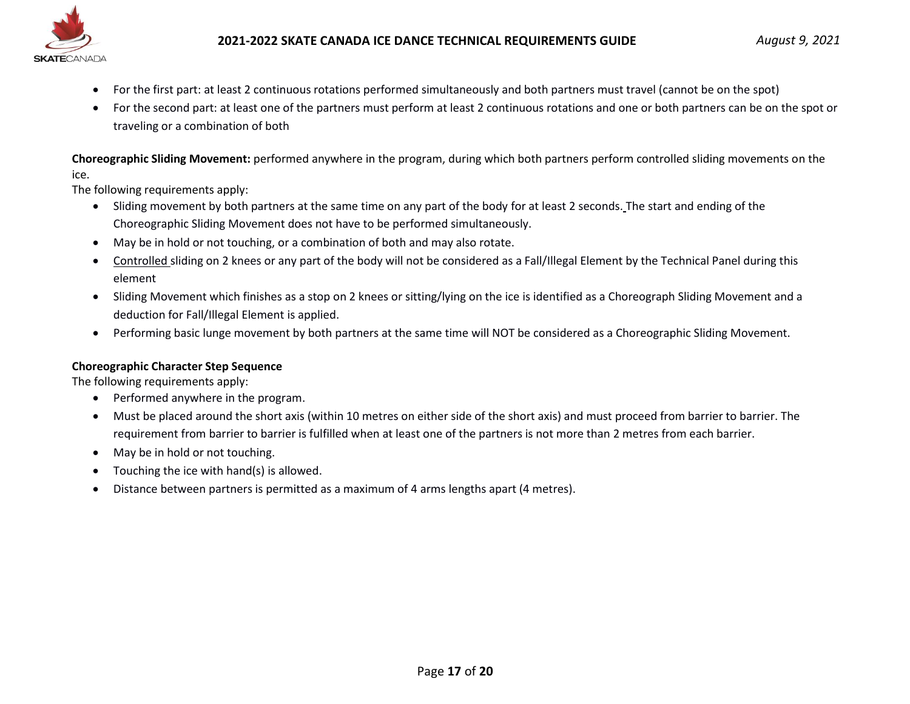- For the first part: at least 2 continuous rotations performed simultaneously and both partners must travel (cannot be on the spot)
- For the second part: at least one of the partners must perform at least 2 continuous rotations and one or both partners can be on the spot or traveling or a combination of both

**Choreographic Sliding Movement:** performed anywhere in the program, during which both partners perform controlled sliding movements on the ice.
The following requirements apply:

- Sliding movement by both partners at the same time on any part of the body for at least 2 seconds. The start and ending of the Choreographic Sliding Movement does not have to be performed simultaneously.
- May be in hold or not touching, or a combination of both and may also rotate.
- Controlled sliding on 2 knees or any part of the body will not be considered as a Fall/Illegal Element by the Technical Panel during this element
- Sliding Movement which finishes as a stop on 2 knees or sitting/lying on the ice is identified as a Choreograph Sliding Movement and a deduction for Fall/Illegal Element is applied.
- Performing basic lunge movement by both partners at the same time will NOT be considered as a Choreographic Sliding Movement.

**Choreographic Character Step Sequence**
The following requirements apply:

- Performed anywhere in the program.
- Must be placed around the short axis (within 10 metres on either side of the short axis) and must proceed from barrier to barrier. The requirement from barrier to barrier is fulfilled when at least one of the partners is not more than 2 metres from each barrier.
- May be in hold or not touching.
- Touching the ice with hand(s) is allowed.
- Distance between partners is permitted as a maximum of 4 arms lengths apart (4 metres).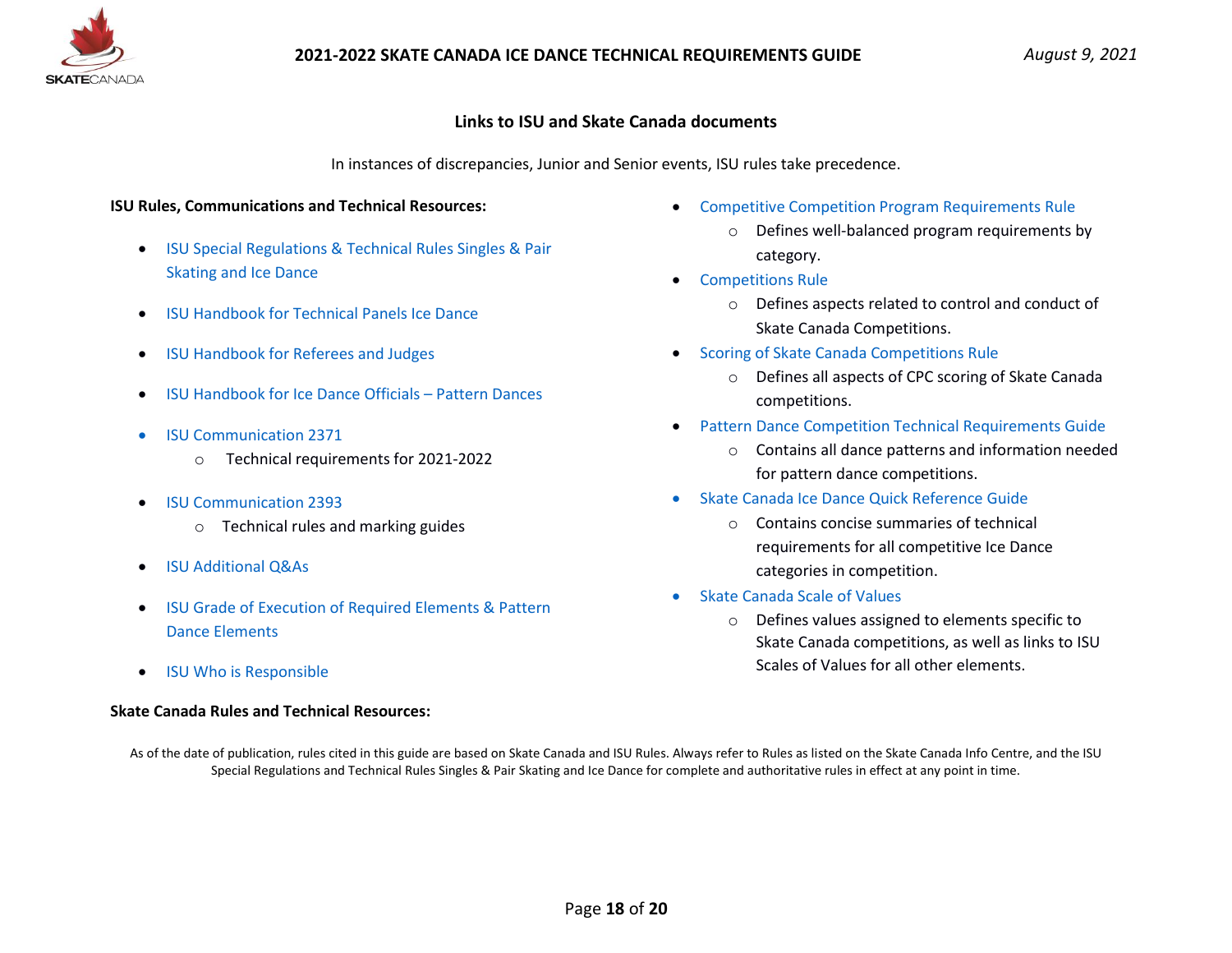## Links to ISU and Skate Canada documents

In instances of discrepancies, Junior and Senior events, ISU rules take precedence.

**ISU Rules, Communications and Technical Resources:**

- ISU Special Regulations & Technical Rules Singles & Pair Skating and Ice Dance
- ISU Handbook for Technical Panels Ice Dance
- ISU Handbook for Referees and Judges
- ISU Handbook for Ice Dance Officials – Pattern Dances
- ISU Communication 2371
  - Technical requirements for 2021-2022
- ISU Communication 2393
  - Technical rules and marking guides
- ISU Additional Q&As
- ISU Grade of Execution of Required Elements & Pattern Dance Elements
- ISU Who is Responsible

**Skate Canada Rules and Technical Resources:**

- Competitive Competition Program Requirements Rule
  - Defines well-balanced program requirements by category.
- Competitions Rule
  - Defines aspects related to control and conduct of Skate Canada Competitions.
- Scoring of Skate Canada Competitions Rule
  - Defines all aspects of CPC scoring of Skate Canada competitions.
- Pattern Dance Competition Technical Requirements Guide
  - Contains all dance patterns and information needed for pattern dance competitions.
- Skate Canada Ice Dance Quick Reference Guide
  - Contains concise summaries of technical requirements for all competitive Ice Dance categories in competition.
- Skate Canada Scale of Values
  - Defines values assigned to elements specific to Skate Canada competitions, as well as links to ISU Scales of Values for all other elements.

As of the date of publication, rules cited in this guide are based on Skate Canada and ISU Rules. Always refer to Rules as listed on the Skate Canada Info Centre, and the ISU Special Regulations and Technical Rules Singles & Pair Skating and Ice Dance for complete and authoritative rules in effect at any point in time.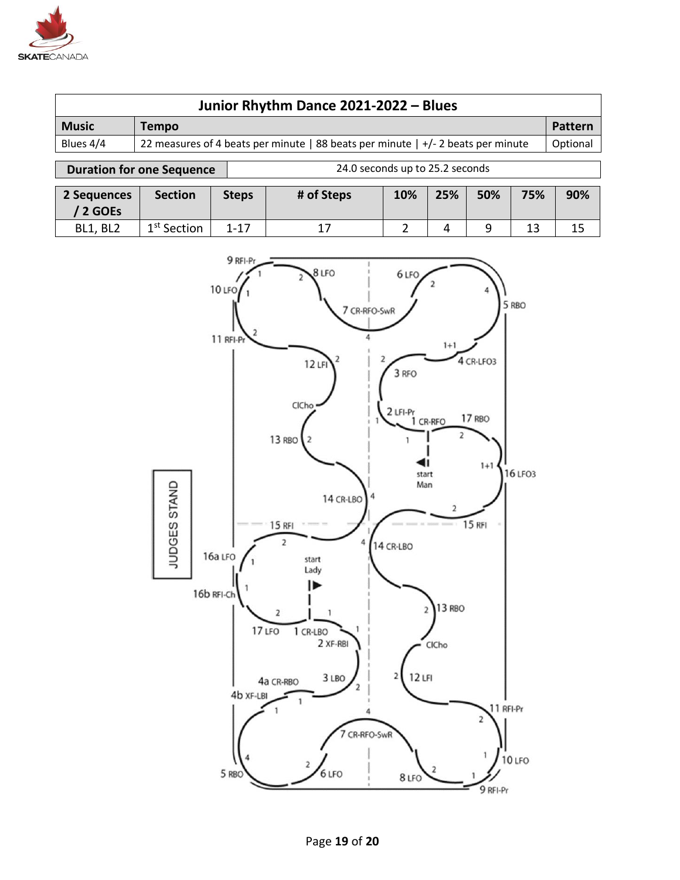| Junior Rhythm Dance 2021-2022 – Blues | | |
|---|---|---|
| **Music** | **Tempo** | **Pattern** |
| Blues 4/4 | 22 measures of 4 beats per minute \| 88 beats per minute \| +/- 2 beats per minute | Optional |

| Duration for one Sequence | 24.0 seconds up to 25.2 seconds |
|---|---|

| 2 Sequences / 2 GOEs | Section | Steps | # of Steps | 10% | 25% | 50% | 75% | 90% |
|---|---|---|---|---|---|---|---|---|
| BL1, BL2 | 1st Section | 1-17 | 17 | 2 | 4 | 9 | 13 | 15 |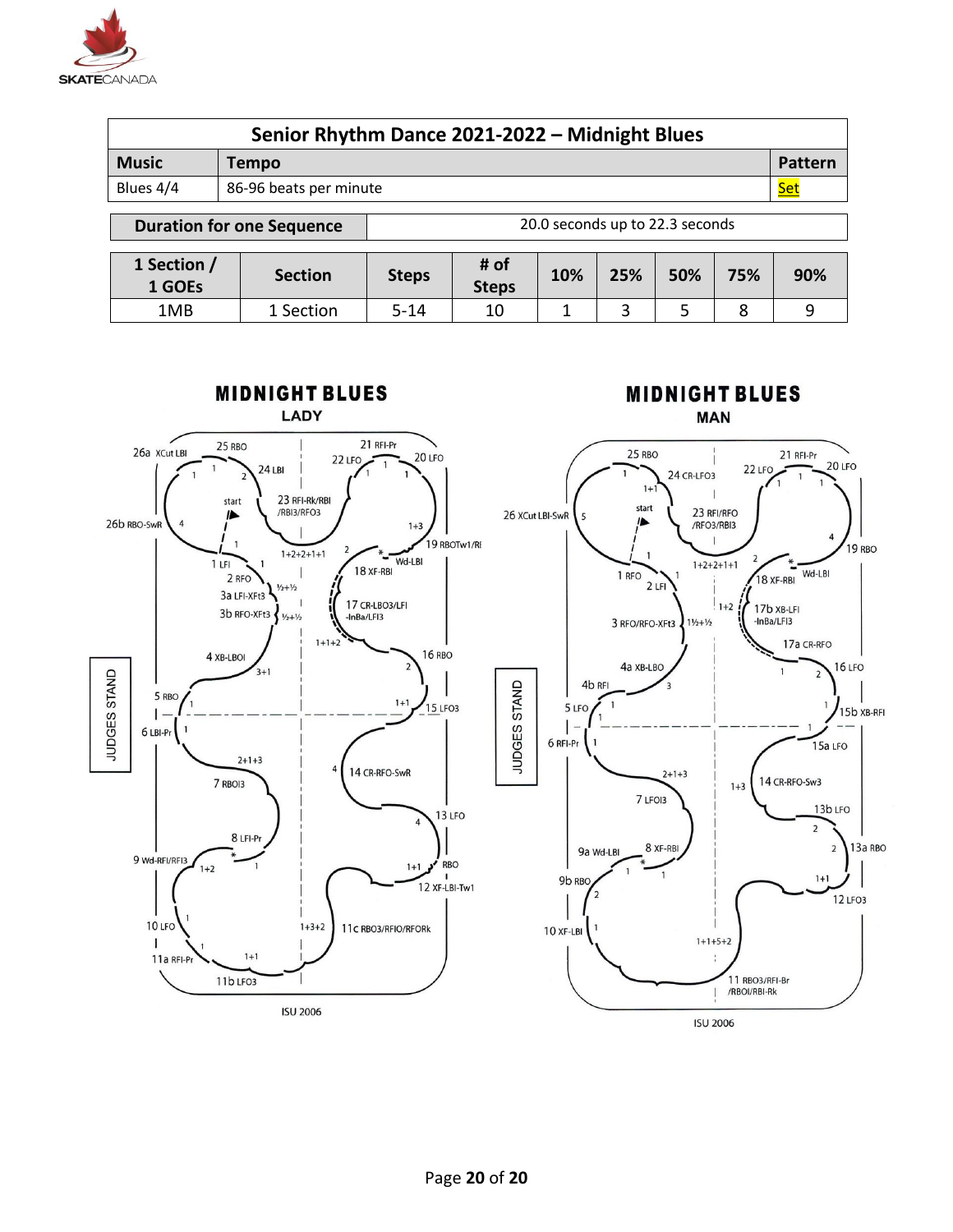| Senior Rhythm Dance 2021-2022 – Midnight Blues | | |
|---|---|---|
| **Music** | **Tempo** | **Pattern** |
| Blues 4/4 | 86-96 beats per minute | Set |

| Duration for one Sequence | 20.0 seconds up to 22.3 seconds |
|---|---|

| 1 Section / 1 GOEs | Section | Steps | # of Steps | 10% | 25% | 50% | 75% | 90% |
|---|---|---|---|---|---|---|---|---|
| 1MB | 1 Section | 5-14 | 10 | 1 | 3 | 5 | 8 | 9 |

MIDNIGHT BLUES
LADY

start
1 LFI
2 RFO
3a LFI-XFt3
3b RFO-XFt3
4 XB-LBOI
5 RBO
6 LBI-Pr
7 RBOI3
8 LFI-Pr
9 Wd-RFI/RFI3
10 LFO
11a RFI-Pr
11b LFO3
11c RBO3/RFIO/RFORk
12 XF-LBI-Tw1
RBO
13 LFO
14 CR-RFO-SwR
15 LFO3
16 RBO
17 CR-LBO3/LFI -InBa/LFI3
18 XF-RBI
Wd-LBI
19 RBOTw1/RI
20 LFO
21 RFI-Pr
22 LFO
23 RFI-Rk/RBI /RBI3/RFO3
24 LBI
25 RBO
26a XCut LBI
26b RBO-SwR

1+2+2+1+1
½+½
½+½
3+1
1+1+2
1+3
2+1+3
1+2
1+3+2
1+1

JUDGES STAND

ISU 2006

MIDNIGHT BLUES
MAN

start
1 RFO
2 LFI
3 RFO/RFO-XFt3
4a XB-LBO
4b RFI
5 LFO
6 RFI-Pr
7 LFOI3
8 XF-RBI
9a Wd-LBI
9b RBO
10 XF-LBI
11 RBO3/RFI-Br /RBOI/RBI-Rk
12 LFO3
13a RBO
13b LFO
14 CR-RFO-Sw3
15a LFO
15b XB-RFI
16 LFO
17a CR-RFO
17b XB-LFI -InBa/LFI3
18 XF-RBI
Wd-LBI
19 RBO
20 LFO
21 RFI-Pr
22 LFO
23 RFI/RFO /RFO3/RBI3
24 CR-LFO3
25 RBO
26 XCut LBI-SwR

1+2+2+1+1
1½+½
1+2
2+1+3
1+3
1+1+5+2
1+1

JUDGES STAND

ISU 2006